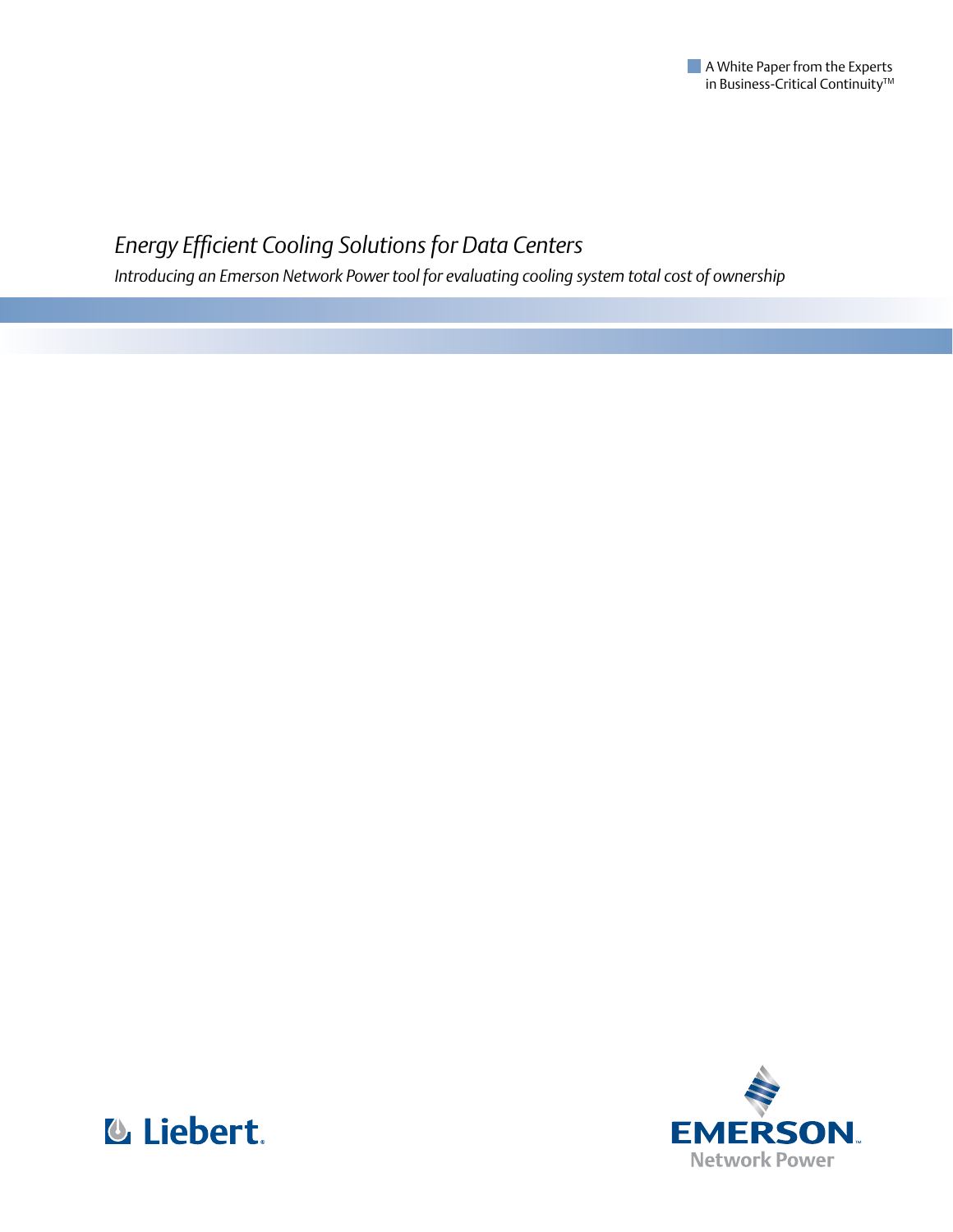A White Paper from the Experts in Business-Critical Continuity™

# *Energy Efficient Cooling Solutions for Data Centers*

*Introducing an Emerson Network Power tool for evaluating cooling system total cost of ownership*

Liebert

EMERSON Network Power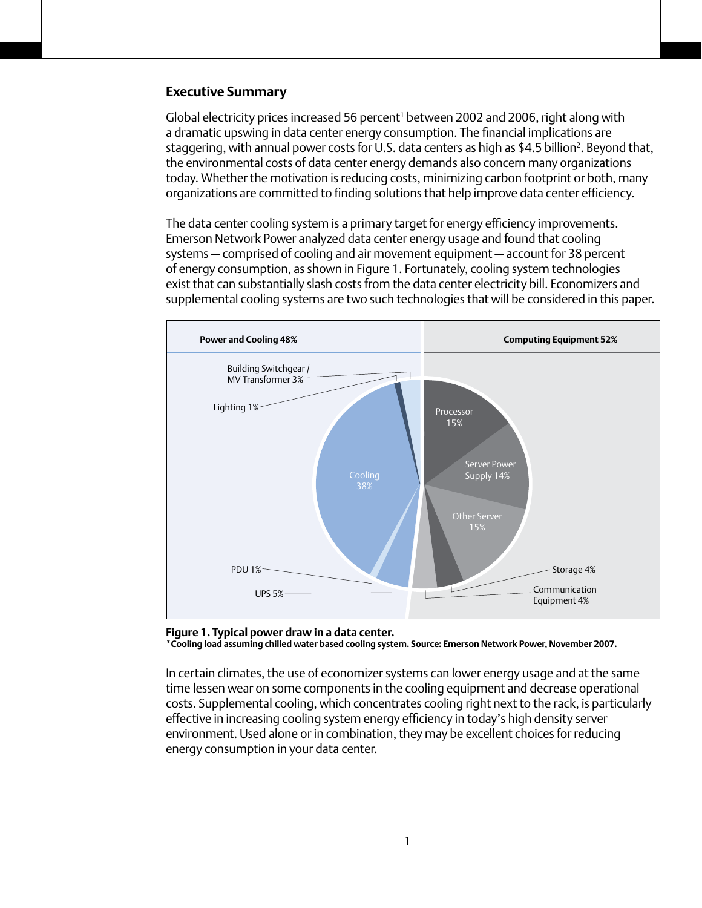## Executive Summary

Global electricity prices increased 56 percent[1] between 2002 and 2006, right along with a dramatic upswing in data center energy consumption. The financial implications are staggering, with annual power costs for U.S. data centers as high as $4.5 billion[2]. Beyond that, the environmental costs of data center energy demands also concern many organizations today. Whether the motivation is reducing costs, minimizing carbon footprint or both, many organizations are committed to finding solutions that help improve data center efficiency.

The data center cooling system is a primary target for energy efficiency improvements. Emerson Network Power analyzed data center energy usage and found that cooling systems — comprised of cooling and air movement equipment — account for 38 percent of energy consumption, as shown in Figure 1. Fortunately, cooling system technologies exist that can substantially slash costs from the data center electricity bill. Economizers and supplemental cooling systems are two such technologies that will be considered in this paper.

Power and Cooling 48%

Computing Equipment 52%

Building Switchgear / MV Transformer 3%

Lighting 1%

Cooling 38%

PDU 1%

UPS 5%

Processor 15%

Server Power Supply 14%

Other Server 15%

Storage 4%

Communication Equipment 4%

**Figure 1. Typical power draw in a data center.**
**\*Cooling load assuming chilled water based cooling system. Source: Emerson Network Power, November 2007.**

In certain climates, the use of economizer systems can lower energy usage and at the same time lessen wear on some components in the cooling equipment and decrease operational costs. Supplemental cooling, which concentrates cooling right next to the rack, is particularly effective in increasing cooling system energy efficiency in today's high density server environment. Used alone or in combination, they may be excellent choices for reducing energy consumption in your data center.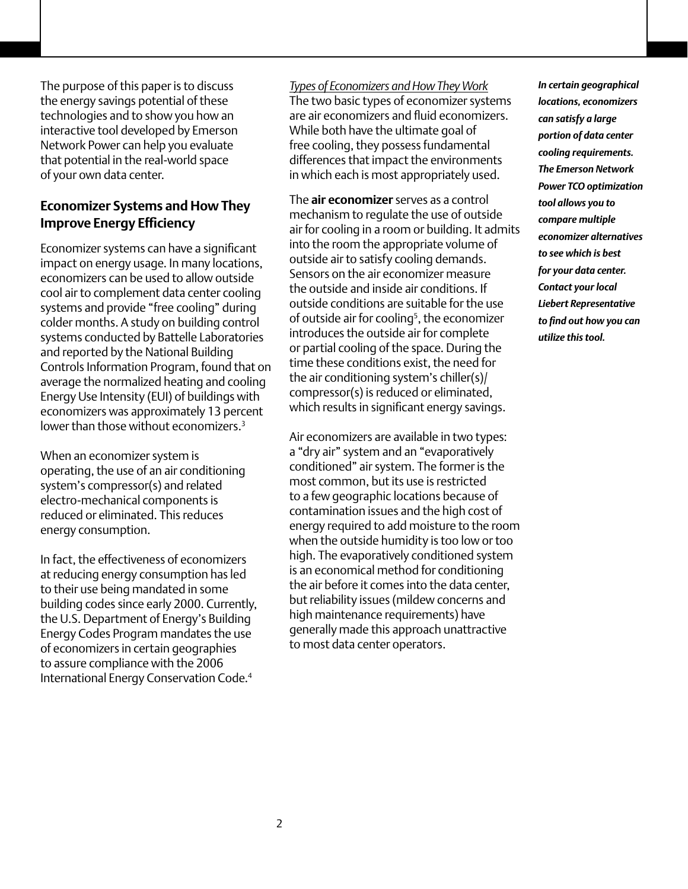The purpose of this paper is to discuss the energy savings potential of these technologies and to show you how an interactive tool developed by Emerson Network Power can help you evaluate that potential in the real-world space of your own data center.

## Economizer Systems and How They Improve Energy Efficiency

Economizer systems can have a significant impact on energy usage. In many locations, economizers can be used to allow outside cool air to complement data center cooling systems and provide "free cooling" during colder months. A study on building control systems conducted by Battelle Laboratories and reported by the National Building Controls Information Program, found that on average the normalized heating and cooling Energy Use Intensity (EUI) of buildings with economizers was approximately 13 percent lower than those without economizers.[3]

When an economizer system is operating, the use of an air conditioning system's compressor(s) and related electro-mechanical components is reduced or eliminated. This reduces energy consumption.

In fact, the effectiveness of economizers at reducing energy consumption has led to their use being mandated in some building codes since early 2000. Currently, the U.S. Department of Energy's Building Energy Codes Program mandates the use of economizers in certain geographies to assure compliance with the 2006 International Energy Conservation Code.[4]

*Types of Economizers and How They Work*

The two basic types of economizer systems are air economizers and fluid economizers. While both have the ultimate goal of free cooling, they possess fundamental differences that impact the environments in which each is most appropriately used.

The **air economizer** serves as a control mechanism to regulate the use of outside air for cooling in a room or building. It admits into the room the appropriate volume of outside air to satisfy cooling demands. Sensors on the air economizer measure the outside and inside air conditions. If outside conditions are suitable for the use of outside air for cooling[5], the economizer introduces the outside air for complete or partial cooling of the space. During the time these conditions exist, the need for the air conditioning system's chiller(s)/compressor(s) is reduced or eliminated, which results in significant energy savings.

Air economizers are available in two types: a "dry air" system and an "evaporatively conditioned" air system. The former is the most common, but its use is restricted to a few geographic locations because of contamination issues and the high cost of energy required to add moisture to the room when the outside humidity is too low or too high. The evaporatively conditioned system is an economical method for conditioning the air before it comes into the data center, but reliability issues (mildew concerns and high maintenance requirements) have generally made this approach unattractive to most data center operators.

***In certain geographical locations, economizers can satisfy a large portion of data center cooling requirements. The Emerson Network Power TCO optimization tool allows you to compare multiple economizer alternatives to see which is best for your data center. Contact your local Liebert Representative to find out how you can utilize this tool.***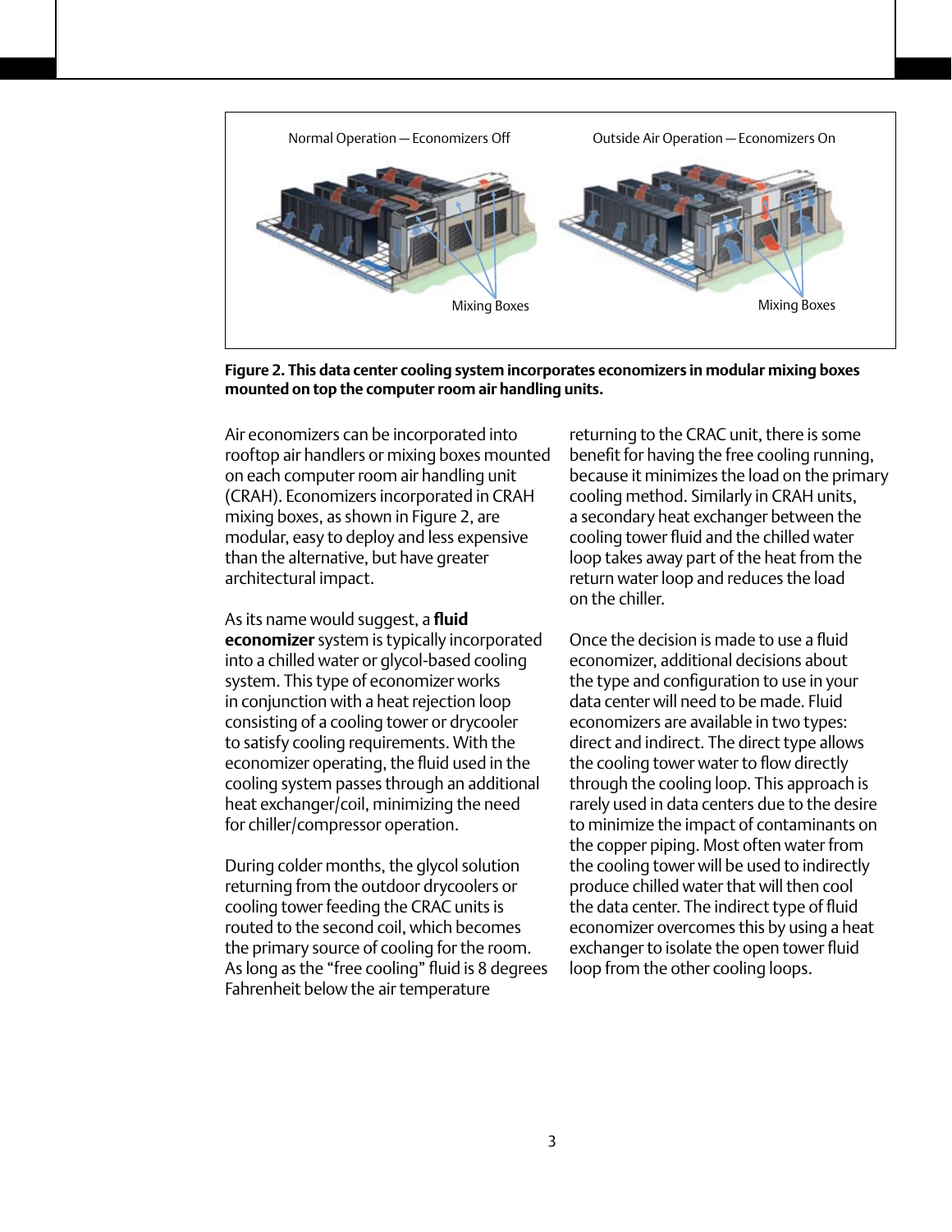Normal Operation — Economizers Off

Outside Air Operation — Economizers On

Mixing Boxes

Mixing Boxes

**Figure 2. This data center cooling system incorporates economizers in modular mixing boxes mounted on top the computer room air handling units.**

Air economizers can be incorporated into rooftop air handlers or mixing boxes mounted on each computer room air handling unit (CRAH). Economizers incorporated in CRAH mixing boxes, as shown in Figure 2, are modular, easy to deploy and less expensive than the alternative, but have greater architectural impact.

As its name would suggest, a **fluid economizer** system is typically incorporated into a chilled water or glycol-based cooling system. This type of economizer works in conjunction with a heat rejection loop consisting of a cooling tower or drycooler to satisfy cooling requirements. With the economizer operating, the fluid used in the cooling system passes through an additional heat exchanger/coil, minimizing the need for chiller/compressor operation.

During colder months, the glycol solution returning from the outdoor drycoolers or cooling tower feeding the CRAC units is routed to the second coil, which becomes the primary source of cooling for the room. As long as the "free cooling" fluid is 8 degrees Fahrenheit below the air temperature returning to the CRAC unit, there is some benefit for having the free cooling running, because it minimizes the load on the primary cooling method. Similarly in CRAH units, a secondary heat exchanger between the cooling tower fluid and the chilled water loop takes away part of the heat from the return water loop and reduces the load on the chiller.

Once the decision is made to use a fluid economizer, additional decisions about the type and configuration to use in your data center will need to be made. Fluid economizers are available in two types: direct and indirect. The direct type allows the cooling tower water to flow directly through the cooling loop. This approach is rarely used in data centers due to the desire to minimize the impact of contaminants on the copper piping. Most often water from the cooling tower will be used to indirectly produce chilled water that will then cool the data center. The indirect type of fluid economizer overcomes this by using a heat exchanger to isolate the open tower fluid loop from the other cooling loops.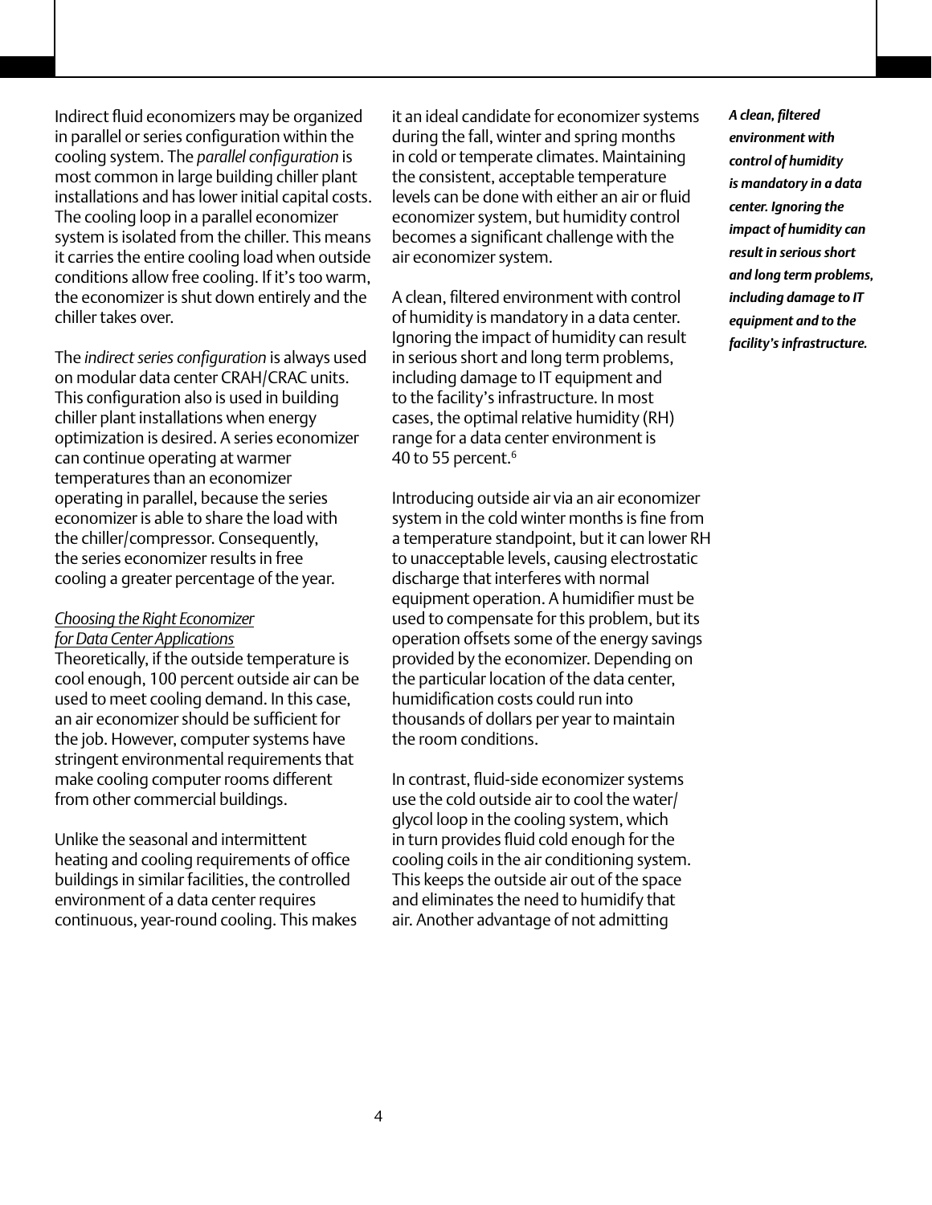Indirect fluid economizers may be organized in parallel or series configuration within the cooling system. The *parallel configuration* is most common in large building chiller plant installations and has lower initial capital costs. The cooling loop in a parallel economizer system is isolated from the chiller. This means it carries the entire cooling load when outside conditions allow free cooling. If it's too warm, the economizer is shut down entirely and the chiller takes over.

The *indirect series configuration* is always used on modular data center CRAH/CRAC units. This configuration also is used in building chiller plant installations when energy optimization is desired. A series economizer can continue operating at warmer temperatures than an economizer operating in parallel, because the series economizer is able to share the load with the chiller/compressor. Consequently, the series economizer results in free cooling a greater percentage of the year.

*Choosing the Right Economizer for Data Center Applications*

Theoretically, if the outside temperature is cool enough, 100 percent outside air can be used to meet cooling demand. In this case, an air economizer should be sufficient for the job. However, computer systems have stringent environmental requirements that make cooling computer rooms different from other commercial buildings.

Unlike the seasonal and intermittent heating and cooling requirements of office buildings in similar facilities, the controlled environment of a data center requires continuous, year-round cooling. This makes it an ideal candidate for economizer systems during the fall, winter and spring months in cold or temperate climates. Maintaining the consistent, acceptable temperature levels can be done with either an air or fluid economizer system, but humidity control becomes a significant challenge with the air economizer system.

A clean, filtered environment with control of humidity is mandatory in a data center. Ignoring the impact of humidity can result in serious short and long term problems, including damage to IT equipment and to the facility's infrastructure. In most cases, the optimal relative humidity (RH) range for a data center environment is 40 to 55 percent.[6]

Introducing outside air via an air economizer system in the cold winter months is fine from a temperature standpoint, but it can lower RH to unacceptable levels, causing electrostatic discharge that interferes with normal equipment operation. A humidifier must be used to compensate for this problem, but its operation offsets some of the energy savings provided by the economizer. Depending on the particular location of the data center, humidification costs could run into thousands of dollars per year to maintain the room conditions.

In contrast, fluid-side economizer systems use the cold outside air to cool the water/glycol loop in the cooling system, which in turn provides fluid cold enough for the cooling coils in the air conditioning system. This keeps the outside air out of the space and eliminates the need to humidify that air. Another advantage of not admitting

***A clean, filtered environment with control of humidity is mandatory in a data center. Ignoring the impact of humidity can result in serious short and long term problems, including damage to IT equipment and to the facility's infrastructure.***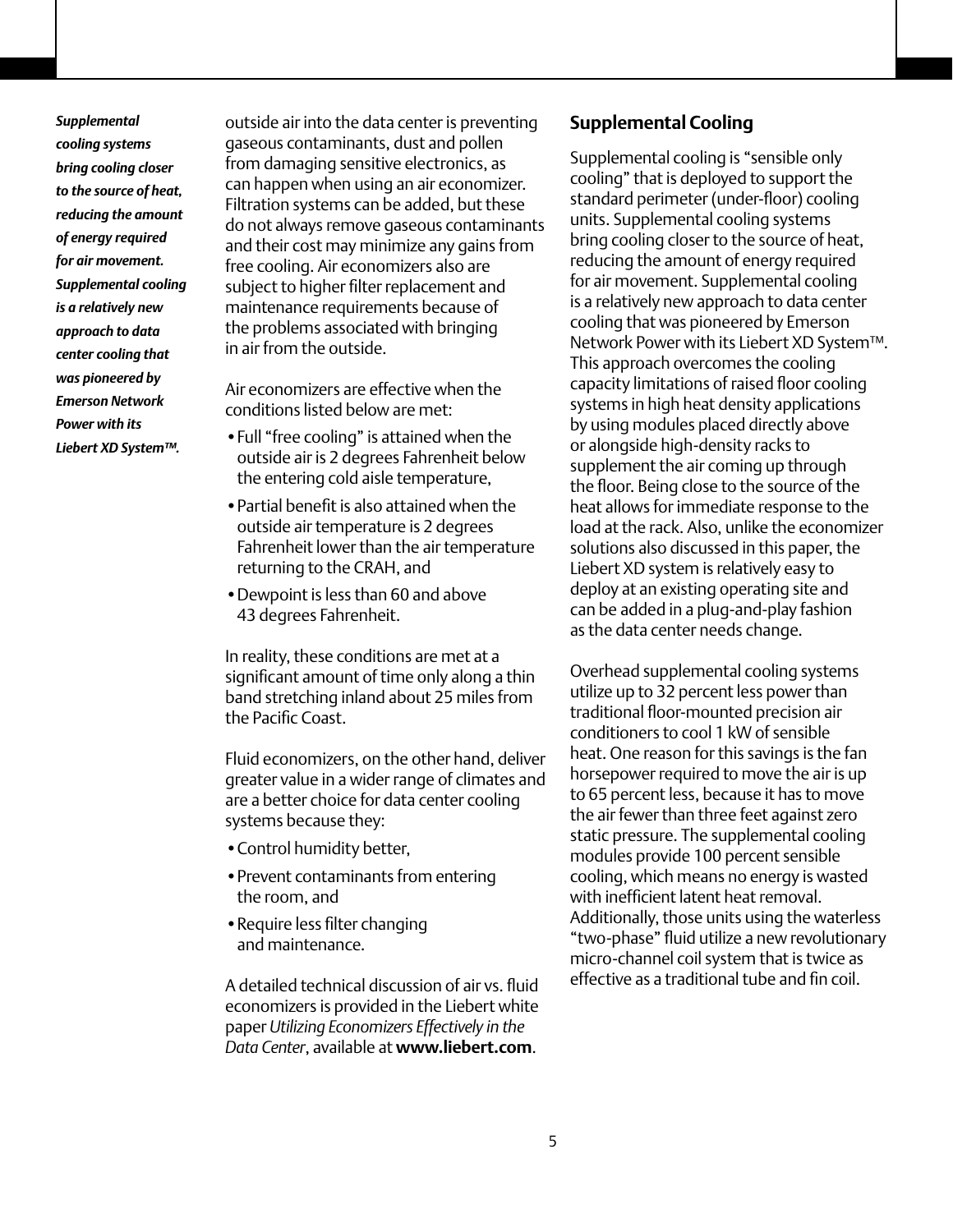*Supplemental cooling systems bring cooling closer to the source of heat, reducing the amount of energy required for air movement. Supplemental cooling is a relatively new approach to data center cooling that was pioneered by Emerson Network Power with its Liebert XD System™.*

outside air into the data center is preventing gaseous contaminants, dust and pollen from damaging sensitive electronics, as can happen when using an air economizer. Filtration systems can be added, but these do not always remove gaseous contaminants and their cost may minimize any gains from free cooling. Air economizers also are subject to higher filter replacement and maintenance requirements because of the problems associated with bringing in air from the outside.

Air economizers are effective when the conditions listed below are met:

- Full "free cooling" is attained when the outside air is 2 degrees Fahrenheit below the entering cold aisle temperature,
- Partial benefit is also attained when the outside air temperature is 2 degrees Fahrenheit lower than the air temperature returning to the CRAH, and
- Dewpoint is less than 60 and above 43 degrees Fahrenheit.

In reality, these conditions are met at a significant amount of time only along a thin band stretching inland about 25 miles from the Pacific Coast.

Fluid economizers, on the other hand, deliver greater value in a wider range of climates and are a better choice for data center cooling systems because they:

- Control humidity better,
- Prevent contaminants from entering the room, and
- Require less filter changing and maintenance.

A detailed technical discussion of air vs. fluid economizers is provided in the Liebert white paper *Utilizing Economizers Effectively in the Data Center*, available at **www.liebert.com**.

## Supplemental Cooling

Supplemental cooling is "sensible only cooling" that is deployed to support the standard perimeter (under-floor) cooling units. Supplemental cooling systems bring cooling closer to the source of heat, reducing the amount of energy required for air movement. Supplemental cooling is a relatively new approach to data center cooling that was pioneered by Emerson Network Power with its Liebert XD System™. This approach overcomes the cooling capacity limitations of raised floor cooling systems in high heat density applications by using modules placed directly above or alongside high-density racks to supplement the air coming up through the floor. Being close to the source of the heat allows for immediate response to the load at the rack. Also, unlike the economizer solutions also discussed in this paper, the Liebert XD system is relatively easy to deploy at an existing operating site and can be added in a plug-and-play fashion as the data center needs change.

Overhead supplemental cooling systems utilize up to 32 percent less power than traditional floor-mounted precision air conditioners to cool 1 kW of sensible heat. One reason for this savings is the fan horsepower required to move the air is up to 65 percent less, because it has to move the air fewer than three feet against zero static pressure. The supplemental cooling modules provide 100 percent sensible cooling, which means no energy is wasted with inefficient latent heat removal. Additionally, those units using the waterless "two-phase" fluid utilize a new revolutionary micro-channel coil system that is twice as effective as a traditional tube and fin coil.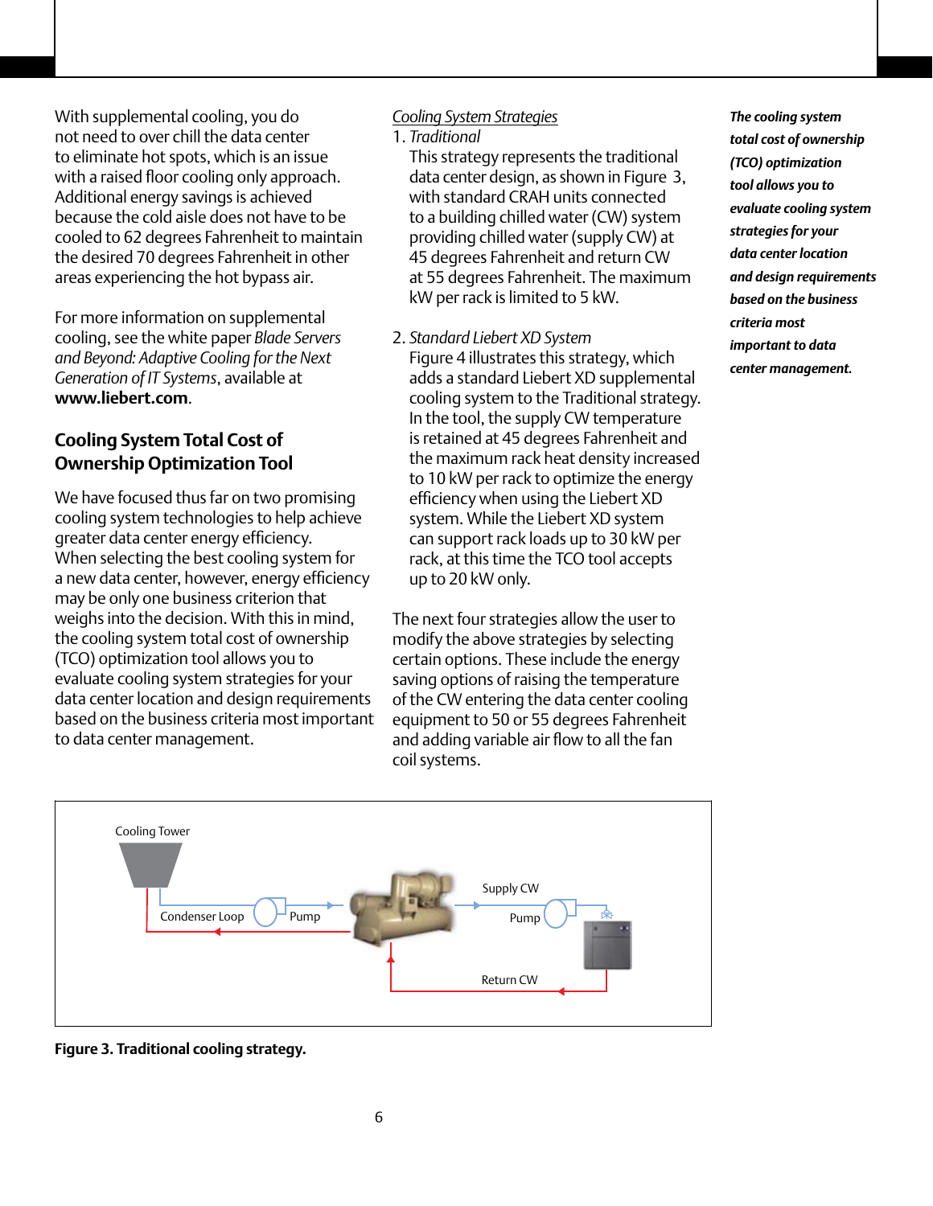With supplemental cooling, you do not need to over chill the data center to eliminate hot spots, which is an issue with a raised floor cooling only approach. Additional energy savings is achieved because the cold aisle does not have to be cooled to 62 degrees Fahrenheit to maintain the desired 70 degrees Fahrenheit in other areas experiencing the hot bypass air.

For more information on supplemental cooling, see the white paper *Blade Servers and Beyond: Adaptive Cooling for the Next Generation of IT Systems*, available at **www.liebert.com**.

## Cooling System Total Cost of Ownership Optimization Tool

We have focused thus far on two promising cooling system technologies to help achieve greater data center energy efficiency. When selecting the best cooling system for a new data center, however, energy efficiency may be only one business criterion that weighs into the decision. With this in mind, the cooling system total cost of ownership (TCO) optimization tool allows you to evaluate cooling system strategies for your data center location and design requirements based on the business criteria most important to data center management.

*Cooling System Strategies*

1. *Traditional*

   This strategy represents the traditional data center design, as shown in Figure 3, with standard CRAH units connected to a building chilled water (CW) system providing chilled water (supply CW) at 45 degrees Fahrenheit and return CW at 55 degrees Fahrenheit. The maximum kW per rack is limited to 5 kW.

2. *Standard Liebert XD System*

   Figure 4 illustrates this strategy, which adds a standard Liebert XD supplemental cooling system to the Traditional strategy. In the tool, the supply CW temperature is retained at 45 degrees Fahrenheit and the maximum rack heat density increased to 10 kW per rack to optimize the energy efficiency when using the Liebert XD system. While the Liebert XD system can support rack loads up to 30 kW per rack, at this time the TCO tool accepts up to 20 kW only.

The next four strategies allow the user to modify the above strategies by selecting certain options. These include the energy saving options of raising the temperature of the CW entering the data center cooling equipment to 50 or 55 degrees Fahrenheit and adding variable air flow to all the fan coil systems.

***The cooling system total cost of ownership (TCO) optimization tool allows you to evaluate cooling system strategies for your data center location and design requirements based on the business criteria most important to data center management.***

**Figure 3. Traditional cooling strategy.**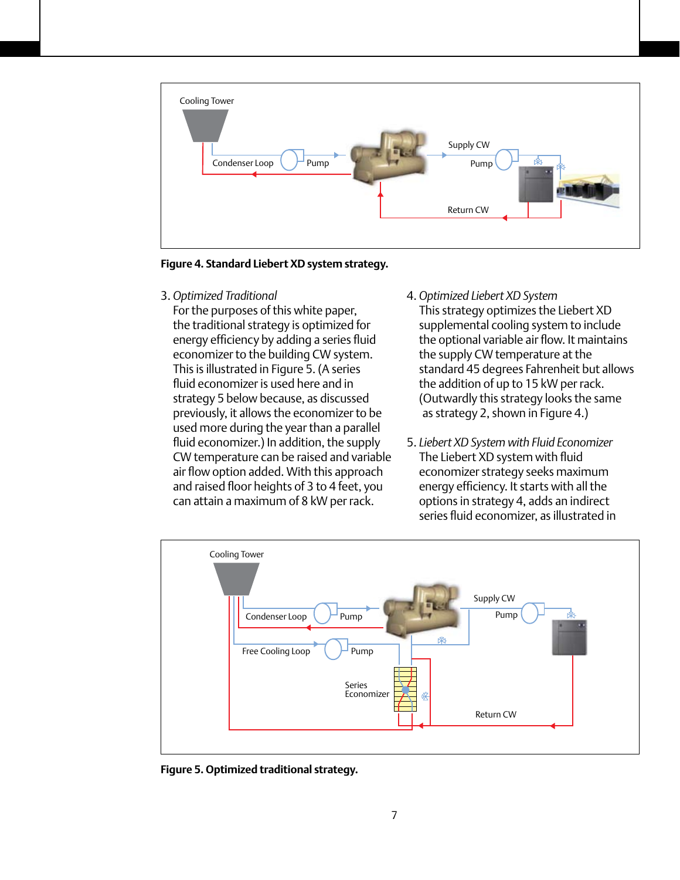Figure 4. Standard Liebert XD system strategy.

3. *Optimized Traditional*
   For the purposes of this white paper, the traditional strategy is optimized for energy efficiency by adding a series fluid economizer to the building CW system. This is illustrated in Figure 5. (A series fluid economizer is used here and in strategy 5 below because, as discussed previously, it allows the economizer to be used more during the year than a parallel fluid economizer.) In addition, the supply CW temperature can be raised and variable air flow option added. With this approach and raised floor heights of 3 to 4 feet, you can attain a maximum of 8 kW per rack.

4. *Optimized Liebert XD System*
   This strategy optimizes the Liebert XD supplemental cooling system to include the optional variable air flow. It maintains the supply CW temperature at the standard 45 degrees Fahrenheit but allows the addition of up to 15 kW per rack. (Outwardly this strategy looks the same as strategy 2, shown in Figure 4.)

5. *Liebert XD System with Fluid Economizer*
   The Liebert XD system with fluid economizer strategy seeks maximum energy efficiency. It starts with all the options in strategy 4, adds an indirect series fluid economizer, as illustrated in

Figure 5. Optimized traditional strategy.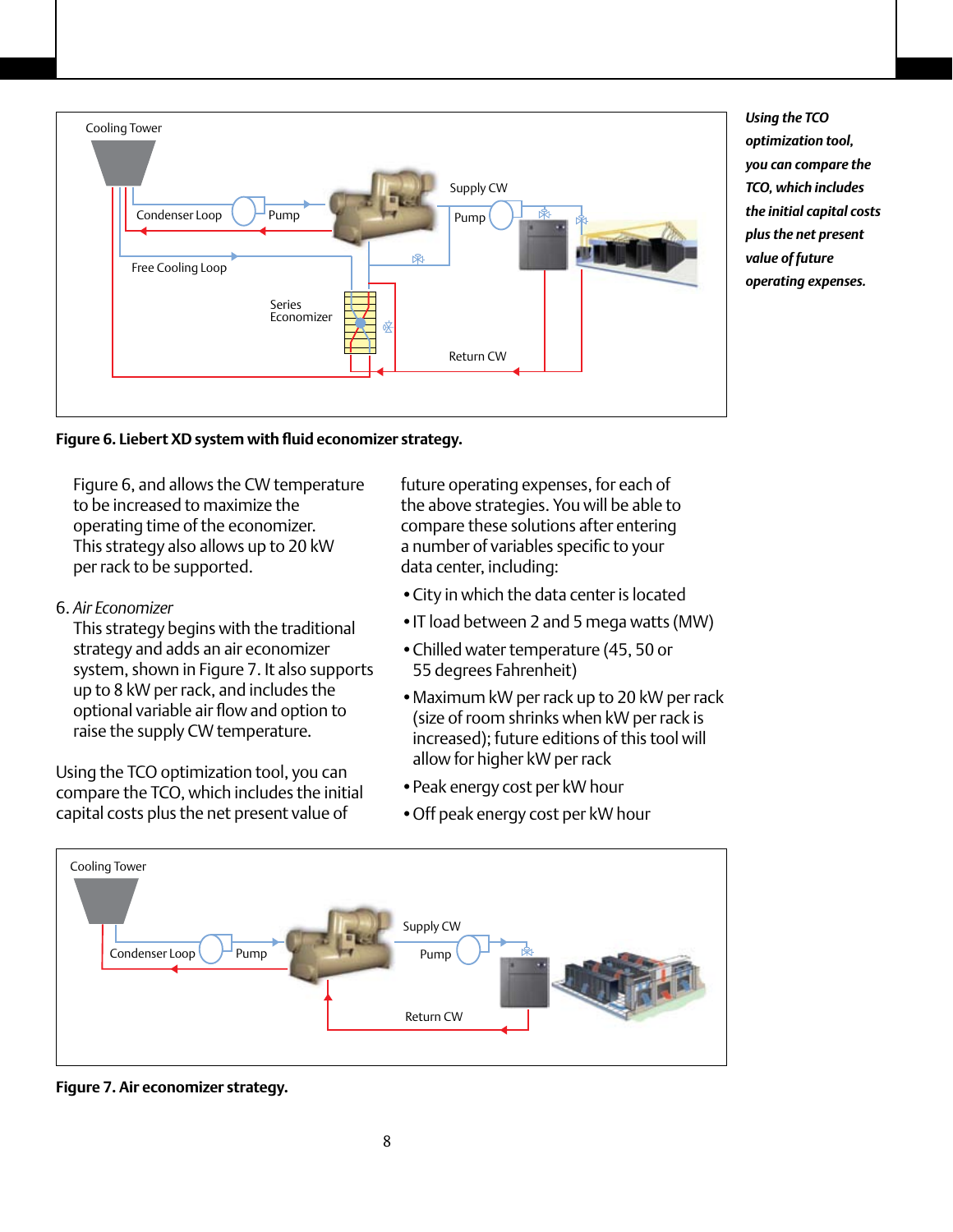Figure 6. Liebert XD system with fluid economizer strategy.

Figure 6, and allows the CW temperature to be increased to maximize the operating time of the economizer. This strategy also allows up to 20 kW per rack to be supported.

6. *Air Economizer*
   This strategy begins with the traditional strategy and adds an air economizer system, shown in Figure 7. It also supports up to 8 kW per rack, and includes the optional variable air flow and option to raise the supply CW temperature.

Using the TCO optimization tool, you can compare the TCO, which includes the initial capital costs plus the net present value of future operating expenses, for each of the above strategies. You will be able to compare these solutions after entering a number of variables specific to your data center, including:

- City in which the data center is located
- IT load between 2 and 5 mega watts (MW)
- Chilled water temperature (45, 50 or 55 degrees Fahrenheit)
- Maximum kW per rack up to 20 kW per rack (size of room shrinks when kW per rack is increased); future editions of this tool will allow for higher kW per rack
- Peak energy cost per kW hour
- Off peak energy cost per kW hour

***Using the TCO optimization tool, you can compare the TCO, which includes the initial capital costs plus the net present value of future operating expenses.***

Figure 7. Air economizer strategy.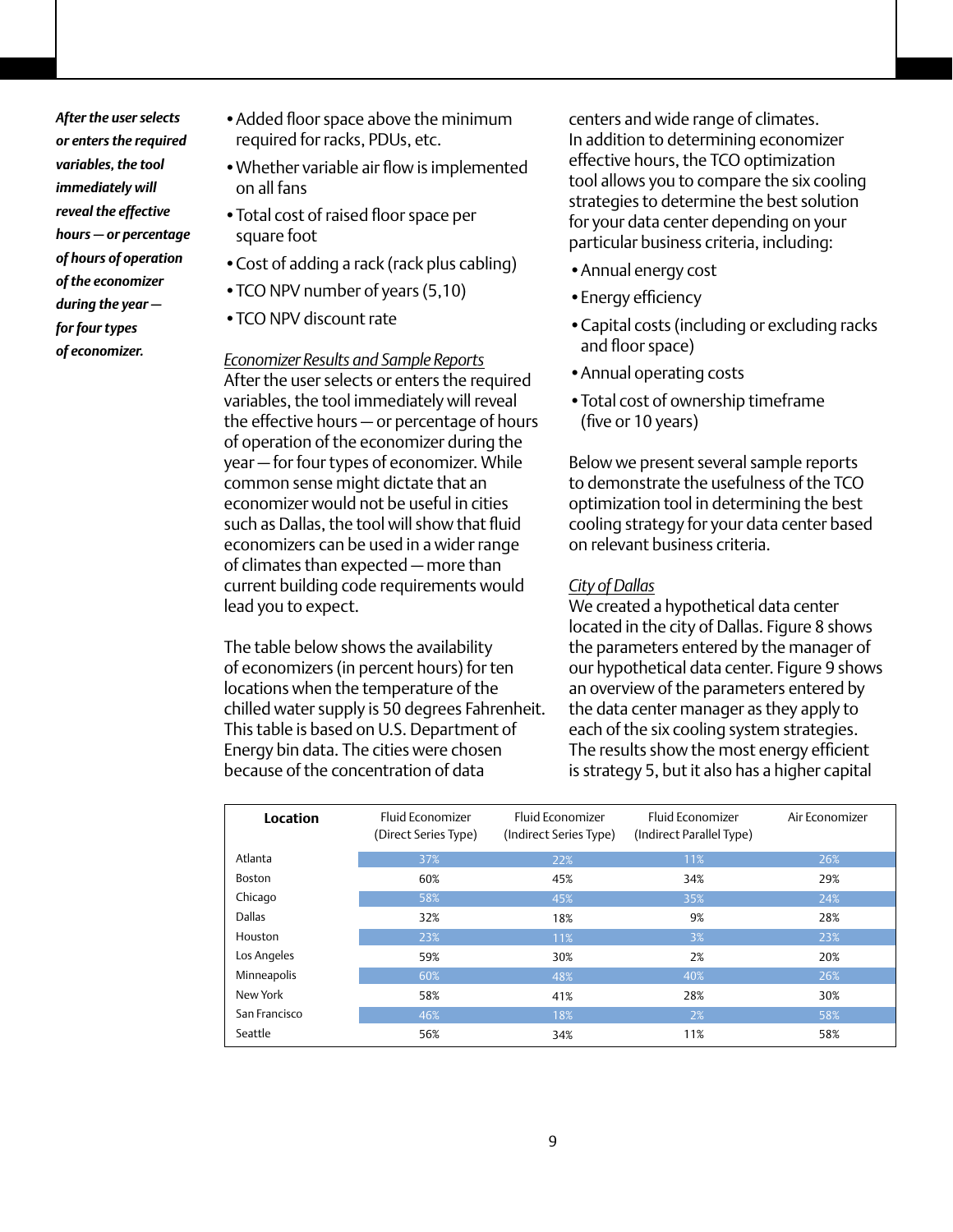*After the user selects or enters the required variables, the tool immediately will reveal the effective hours — or percentage of hours of operation of the economizer during the year — for four types of economizer.*

- Added floor space above the minimum required for racks, PDUs, etc.
- Whether variable air flow is implemented on all fans
- Total cost of raised floor space per square foot
- Cost of adding a rack (rack plus cabling)
- TCO NPV number of years (5,10)
- TCO NPV discount rate

*Economizer Results and Sample Reports*

After the user selects or enters the required variables, the tool immediately will reveal the effective hours — or percentage of hours of operation of the economizer during the year — for four types of economizer. While common sense might dictate that an economizer would not be useful in cities such as Dallas, the tool will show that fluid economizers can be used in a wider range of climates than expected — more than current building code requirements would lead you to expect.

The table below shows the availability of economizers (in percent hours) for ten locations when the temperature of the chilled water supply is 50 degrees Fahrenheit. This table is based on U.S. Department of Energy bin data. The cities were chosen because of the concentration of data centers and wide range of climates.

In addition to determining economizer effective hours, the TCO optimization tool allows you to compare the six cooling strategies to determine the best solution for your data center depending on your particular business criteria, including:

- Annual energy cost
- Energy efficiency
- Capital costs (including or excluding racks and floor space)
- Annual operating costs
- Total cost of ownership timeframe (five or 10 years)

Below we present several sample reports to demonstrate the usefulness of the TCO optimization tool in determining the best cooling strategy for your data center based on relevant business criteria.

*City of Dallas*

We created a hypothetical data center located in the city of Dallas. Figure 8 shows the parameters entered by the manager of our hypothetical data center. Figure 9 shows an overview of the parameters entered by the data center manager as they apply to each of the six cooling system strategies. The results show the most energy efficient is strategy 5, but it also has a higher capital

| Location | Fluid Economizer (Direct Series Type) | Fluid Economizer (Indirect Series Type) | Fluid Economizer (Indirect Parallel Type) | Air Economizer |
|---|---|---|---|---|
| Atlanta | 37% | 22% | 11% | 26% |
| Boston | 60% | 45% | 34% | 29% |
| Chicago | 58% | 45% | 35% | 24% |
| Dallas | 32% | 18% | 9% | 28% |
| Houston | 23% | 11% | 3% | 23% |
| Los Angeles | 59% | 30% | 2% | 20% |
| Minneapolis | 60% | 48% | 40% | 26% |
| New York | 58% | 41% | 28% | 30% |
| San Francisco | 46% | 18% | 2% | 58% |
| Seattle | 56% | 34% | 11% | 58% |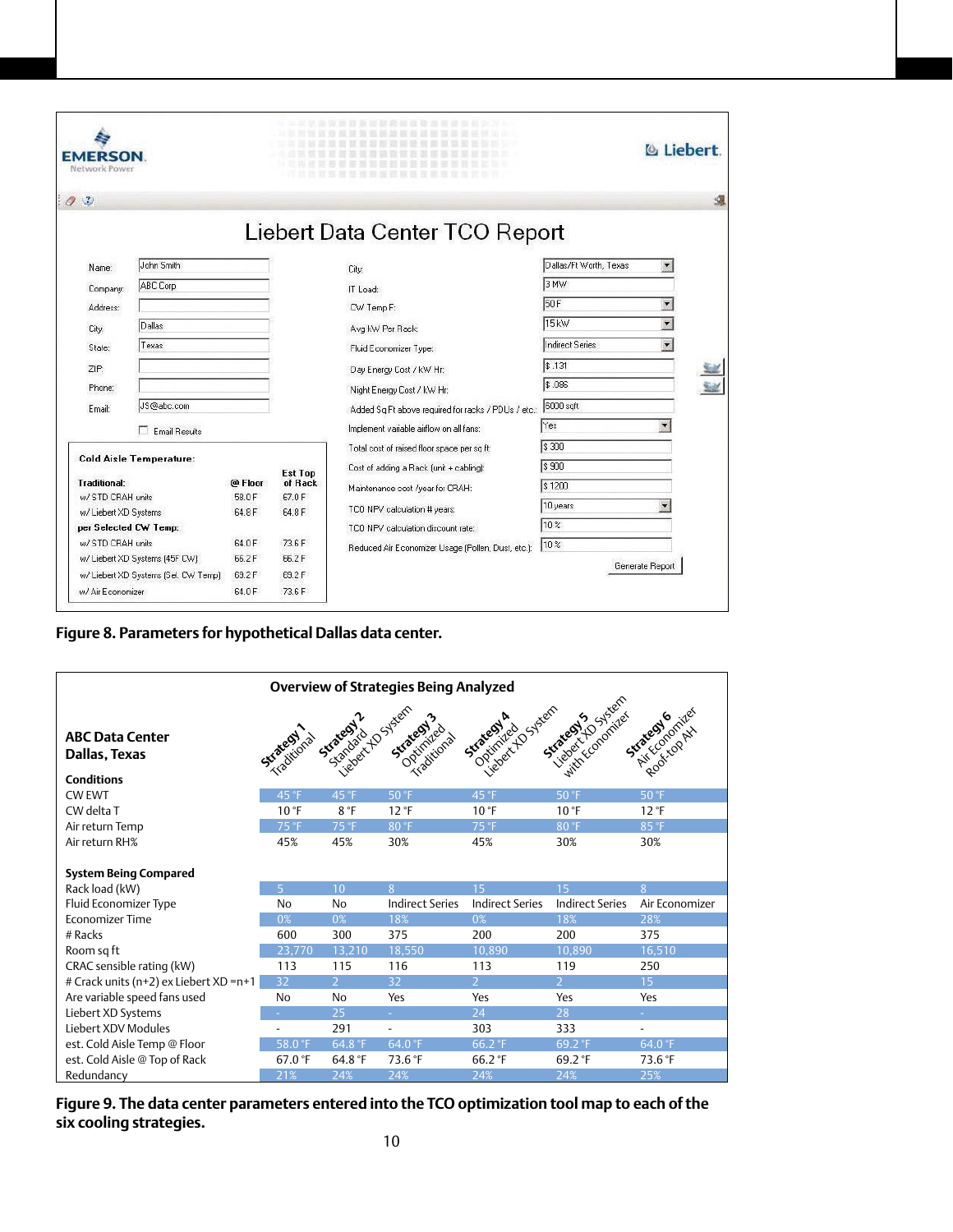**Liebert Data Center TCO Report**

| | |
|---|---|
| Name: | John Smith |
| Company: | ABC Corp |
| Address: | |
| City: | Dallas |
| State: | Texas |
| ZIP: | |
| Phone: | |
| Email: | JS@abc.com |

☐ Email Results

| Cold Aisle Temperature: | @ Floor | Est Top of Rack |
|---|---|---|
| **Traditional:** | | |
| w/ STD CRAH units | 58.0 F | 67.0 F |
| w/ Liebert XD Systems | 64.8 F | 64.8 F |
| **per Selected CW Temp:** | | |
| w/ STD CRAH units | 64.0 F | 73.6 F |
| w/ Liebert XD Systems (45F CW) | 66.2 F | 66.2 F |
| w/ Liebert XD Systems (Sel. CW Temp) | 69.2 F | 69.2 F |
| w/ Air Economizer | 64.0 F | 73.6 F |

| | |
|---|---|
| City: | Dallas/Ft Worth, Texas |
| IT Load: | 3 MW |
| CW Temp F: | 50 F |
| Avg kW Per Rack: | 15 kW |
| Fluid Economizer Type: | Indirect Series |
| Day Energy Cost / kW Hr: | $ .131 |
| Night Energy Cost / kW Hr: | $ .086 |
| Added Sq Ft above required for racks / PDUs / etc.: | 6000 sqft |
| Implement variable airflow on all fans: | Yes |
| Total cost of raised floor space per sq ft: | $ 300 |
| Cost of adding a Rack (unit + cabling): | $ 900 |
| Maintenance cost /year for CRAH: | $ 1200 |
| TCO NPV calculation # years: | 10 years |
| TCO NPV calculation discount rate: | 10 % |
| Reduced Air Economizer Usage (Pollen, Dust, etc.): | 10 % |

Generate Report

**Figure 8. Parameters for hypothetical Dallas data center.**

**Overview of Strategies Being Analyzed**

| **ABC Data Center Dallas, Texas** | Strategy 1 Traditional | Strategy 2 Standard Liebert XD System | Strategy 3 Optimized Traditional | Strategy 4 Optimized Liebert XD System | Strategy 5 Liebert XD System with Economizer | Strategy 6 Air Economizer Roof-top AH |
|---|---|---|---|---|---|---|
| **Conditions** | | | | | | |
| CW EWT | 45 °F | 45 °F | 50 °F | 45 °F | 50 °F | 50 °F |
| CW delta T | 10 °F | 8 °F | 12 °F | 10 °F | 10 °F | 12 °F |
| Air return Temp | 75 °F | 75 °F | 80 °F | 75 °F | 80 °F | 85 °F |
| Air return RH% | 45% | 45% | 30% | 45% | 30% | 30% |
| **System Being Compared** | | | | | | |
| Rack load (kW) | 5 | 10 | 8 | 15 | 15 | 8 |
| Fluid Economizer Type | No | No | Indirect Series | Indirect Series | Indirect Series | Air Economizer |
| Economizer Time | 0% | 0% | 18% | 0% | 18% | 28% |
| # Racks | 600 | 300 | 375 | 200 | 200 | 375 |
| Room sq ft | 23,770 | 13,210 | 18,550 | 10,890 | 10,890 | 16,510 |
| CRAC sensible rating (kW) | 113 | 115 | 116 | 113 | 119 | 250 |
| # Crack units (n+2) ex Liebert XD =n+1 | 32 | 2 | 32 | 2 | 2 | 15 |
| Are variable speed fans used | No | No | Yes | Yes | Yes | Yes |
| Liebert XD Systems | - | 25 | - | 24 | 28 | - |
| Liebert XDV Modules | - | 291 | - | 303 | 333 | - |
| est. Cold Aisle Temp @ Floor | 58.0 °F | 64.8 °F | 64.0 °F | 66.2 °F | 69.2 °F | 64.0 °F |
| est. Cold Aisle @ Top of Rack | 67.0 °F | 64.8 °F | 73.6 °F | 66.2 °F | 69.2 °F | 73.6 °F |
| Redundancy | 21% | 24% | 24% | 24% | 24% | 25% |

**Figure 9. The data center parameters entered into the TCO optimization tool map to each of the six cooling strategies.**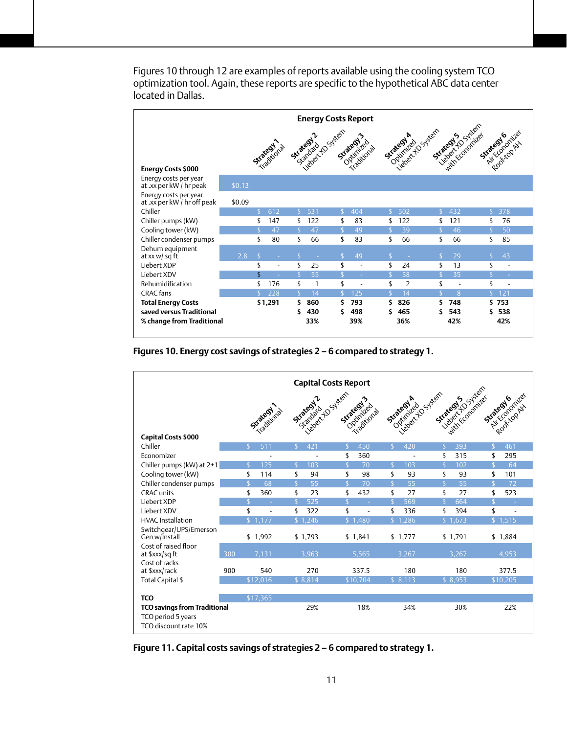Figures 10 through 12 are examples of reports available using the cooling system TCO optimization tool. Again, these reports are specific to the hypothetical ABC data center located in Dallas.

**Energy Costs Report**

| Energy Costs $000 | | Strategy 1 Traditional | Strategy 2 Standard Liebert XD System | Strategy 3 Optimized Traditional | Strategy 4 Optimized Liebert XD System | Strategy 5 Liebert XD System with Economizer | Strategy 6 Air Economizer Roof-top AH |
|---|---|---|---|---|---|---|---|
| Energy costs per year at .xx per kW / hr peak | $0.13 | | | | | | |
| Energy costs per year at .xx per kW / hr off peak | $0.09 | | | | | | |
| Chiller | | $ 612 | $ 531 | $ 404 | $ 502 | $ 432 | $ 378 |
| Chiller pumps (kW) | | $ 147 | $ 122 | $ 83 | $ 122 | $ 121 | $ 76 |
| Cooling tower (kW) | | $ 47 | $ 47 | $ 49 | $ 39 | $ 46 | $ 50 |
| Chiller condenser pumps | | $ 80 | $ 66 | $ 83 | $ 66 | $ 66 | $ 85 |
| Dehum equipment at xx w/ sq ft | 2.8 | $ - | $ - | $ 49 | $ - | $ 29 | $ 43 |
| Liebert XDP | | $ - | $ 25 | $ - | $ 24 | $ 13 | $ - |
| Liebert XDV | | $ - | $ 55 | $ - | $ 58 | $ 35 | $ - |
| Rehumidification | | $ 176 | $ 1 | $ - | $ 2 | $ - | $ - |
| CRAC fans | | $ 228 | $ 14 | $ 125 | $ 14 | $ 8 | $ 121 |
| **Total Energy Costs** | | **$1,291** | **$ 860** | **$ 793** | **$ 826** | **$ 748** | **$ 753** |
| **saved versus Traditional** | | | **$ 430** | **$ 498** | **$ 465** | **$ 543** | **$ 538** |
| **% change from Traditional** | | | **33%** | **39%** | **36%** | **42%** | **42%** |

**Figures 10. Energy cost savings of strategies 2 – 6 compared to strategy 1.**

**Capital Costs Report**

| Capital Costs $000 | | Strategy 1 Traditional | Strategy 2 Standard Liebert XD System | Strategy 3 Optimized Traditional | Strategy 4 Optimized Liebert XD System | Strategy 5 Liebert XD System with Economizer | Strategy 6 Air Economizer Roof-top AH |
|---|---|---|---|---|---|---|---|
| Chiller | | $ 511 | $ 421 | $ 450 | $ 420 | $ 393 | $ 461 |
| Economizer | | - | - | $ 360 | - | $ 315 | $ 295 |
| Chiller pumps (kW) at 2+1 | | $ 125 | $ 103 | $ 70 | $ 103 | $ 102 | $ 64 |
| Cooling tower (kW) | | $ 114 | $ 94 | $ 98 | $ 93 | $ 93 | $ 101 |
| Chiller condenser pumps | | $ 68 | $ 55 | $ 70 | $ 55 | $ 55 | $ 72 |
| CRAC units | | $ 360 | $ 23 | $ 432 | $ 27 | $ 27 | $ 523 |
| Liebert XDP | | $ - | $ 525 | $ - | $ 569 | $ 664 | $ - |
| Liebert XDV | | $ - | $ 322 | $ - | $ 336 | $ 394 | $ - |
| HVAC Installation | | $ 1,177 | $ 1,246 | $ 1,480 | $ 1,286 | $ 1,673 | $ 1,515 |
| Switchgear/UPS/Emerson Gen w/Install | | $ 1,992 | $ 1,793 | $ 1,841 | $ 1,777 | $ 1,791 | $ 1,884 |
| Cost of raised floor at $xxx/sq ft | 300 | 7,131 | 3,963 | 5,565 | 3,267 | 3,267 | 4,953 |
| Cost of racks at $xxx/rack | 900 | 540 | 270 | 337.5 | 180 | 180 | 377.5 |
| Total Capital $ | | $12,016 | $ 8,814 | $10,704 | $ 8,113 | $ 8,953 | $10,205 |
| | | | | | | | |
| **TCO** | | $17,365 | | | | | |
| **TCO savings from Traditional** | | | 29% | 18% | 34% | 30% | 22% |
| TCO period 5 years | | | | | | | |
| TCO discount rate 10% | | | | | | | |

**Figure 11. Capital costs savings of strategies 2 – 6 compared to strategy 1.**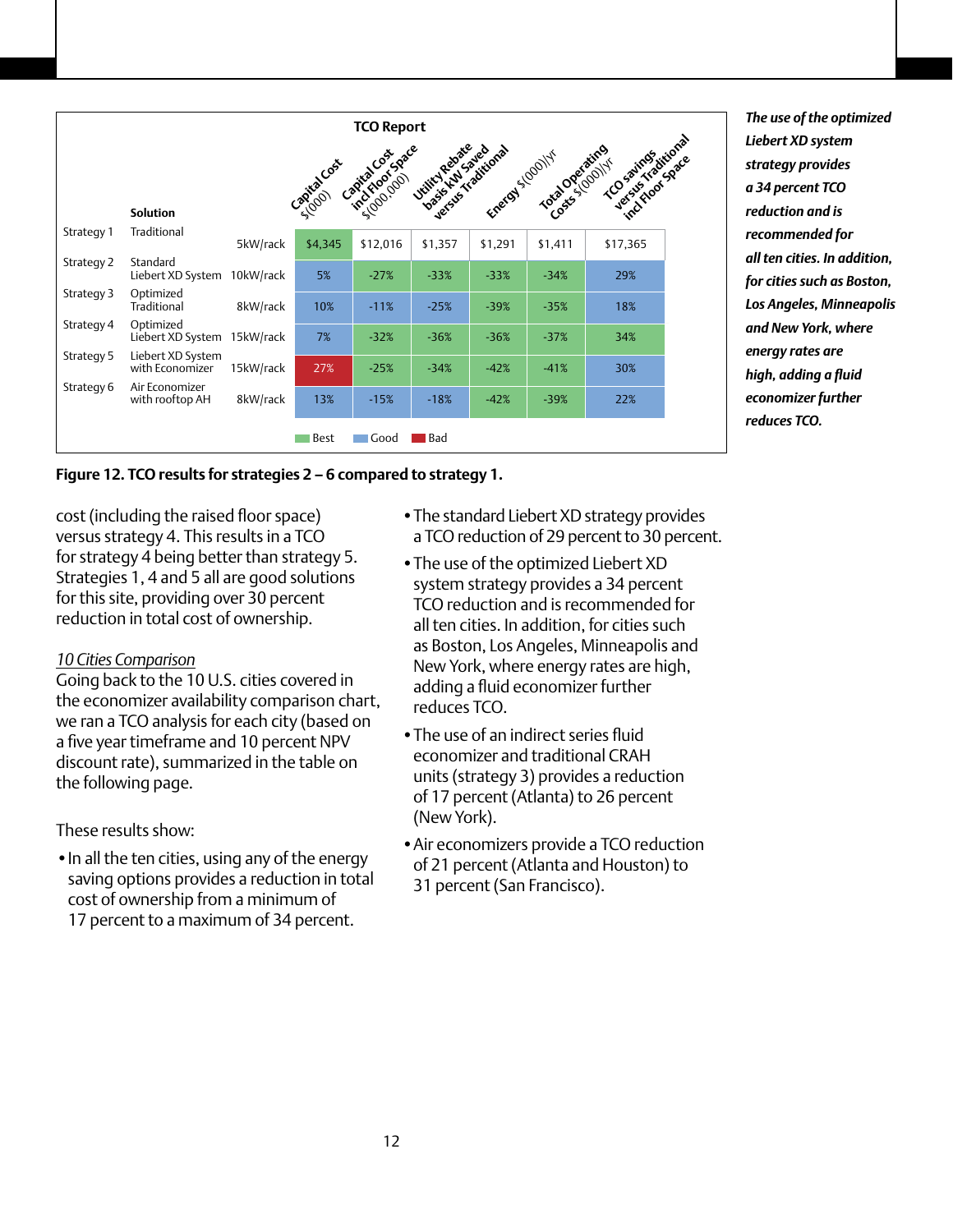**TCO Report**

| | Solution | | Capital Cost $(000) | Capital Cost incl Floor Space $(000,000) | Utility Rebate basis kW Saved versus Traditional | Energy $(000)/yr | Total Operating Costs $(000)/yr | TCO savings versus Traditional incl Floor Space |
|---|---|---|---|---|---|---|---|---|
| Strategy 1 | Traditional | 5kW/rack | $4,345 | $12,016 | $1,357 | $1,291 | $1,411 | $17,365 |
| Strategy 2 | Standard Liebert XD System | 10kW/rack | 5% | -27% | -33% | -33% | -34% | 29% |
| Strategy 3 | Optimized Traditional | 8kW/rack | 10% | -11% | -25% | -39% | -35% | 18% |
| Strategy 4 | Optimized Liebert XD System | 15kW/rack | 7% | -32% | -36% | -36% | -37% | 34% |
| Strategy 5 | Liebert XD System with Economizer | 15kW/rack | 27% | -25% | -34% | -42% | -41% | 30% |
| Strategy 6 | Air Economizer with rooftop AH | 8kW/rack | 13% | -15% | -18% | -42% | -39% | 22% |

Best / Good / Bad

**Figure 12. TCO results for strategies 2 – 6 compared to strategy 1.**

***The use of the optimized Liebert XD system strategy provides a 34 percent TCO reduction and is recommended for all ten cities. In addition, for cities such as Boston, Los Angeles, Minneapolis and New York, where energy rates are high, adding a fluid economizer further reduces TCO.***

cost (including the raised floor space) versus strategy 4. This results in a TCO for strategy 4 being better than strategy 5. Strategies 1, 4 and 5 all are good solutions for this site, providing over 30 percent reduction in total cost of ownership.

*10 Cities Comparison*

Going back to the 10 U.S. cities covered in the economizer availability comparison chart, we ran a TCO analysis for each city (based on a five year timeframe and 10 percent NPV discount rate), summarized in the table on the following page.

These results show:

- In all the ten cities, using any of the energy saving options provides a reduction in total cost of ownership from a minimum of 17 percent to a maximum of 34 percent.
- The standard Liebert XD strategy provides a TCO reduction of 29 percent to 30 percent.
- The use of the optimized Liebert XD system strategy provides a 34 percent TCO reduction and is recommended for all ten cities. In addition, for cities such as Boston, Los Angeles, Minneapolis and New York, where energy rates are high, adding a fluid economizer further reduces TCO.
- The use of an indirect series fluid economizer and traditional CRAH units (strategy 3) provides a reduction of 17 percent (Atlanta) to 26 percent (New York).
- Air economizers provide a TCO reduction of 21 percent (Atlanta and Houston) to 31 percent (San Francisco).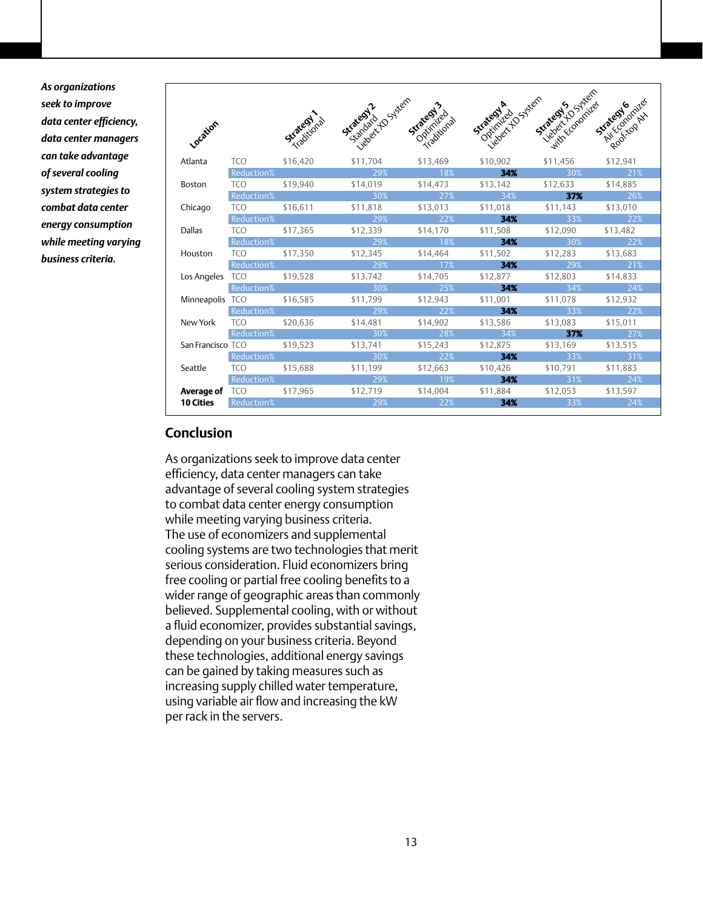*As organizations seek to improve data center efficiency, data center managers can take advantage of several cooling system strategies to combat data center energy consumption while meeting varying business criteria.*

| Location | | Strategy 1 Traditional | Strategy 2 Standard Liebert XD System | Strategy 3 Optimized Traditional | Strategy 4 Optimized Liebert XD System | Strategy 5 Liebert XD System with Economizer | Strategy 6 Air Economizer Roof-top AH |
|---|---|---|---|---|---|---|---|
| Atlanta | TCO | $16,420 | $11,704 | $13,469 | $10,902 | $11,456 | $12,941 |
| | Reduction% | | 29% | 18% | **34%** | 30% | 21% |
| Boston | TCO | $19,940 | $14,019 | $14,473 | $13,142 | $12,633 | $14,885 |
| | Reduction% | | 30% | 27% | 34% | **37%** | 26% |
| Chicago | TCO | $16,611 | $11,818 | $13,013 | $11,018 | $11,143 | $13,010 |
| | Reduction% | | 29% | 22% | **34%** | 33% | 22% |
| Dallas | TCO | $17,365 | $12,339 | $14,170 | $11,508 | $12,090 | $13,482 |
| | Reduction% | | 29% | 18% | **34%** | 30% | 22% |
| Houston | TCO | $17,350 | $12,345 | $14,464 | $11,502 | $12,283 | $13,683 |
| | Reduction% | | 29% | 17% | **34%** | 29% | 21% |
| Los Angeles | TCO | $19,528 | $13,742 | $14,705 | $12,877 | $12,803 | $14,833 |
| | Reduction% | | 30% | 25% | **34%** | 34% | 24% |
| Minneapolis | TCO | $16,585 | $11,799 | $12,943 | $11,001 | $11,078 | $12,932 |
| | Reduction% | | 29% | 22% | **34%** | 33% | 22% |
| New York | TCO | $20,636 | $14,481 | $14,902 | $13,586 | $13,083 | $15,011 |
| | Reduction% | | 30% | 28% | 34% | **37%** | 27% |
| San Francisco | TCO | $19,523 | $13,741 | $15,243 | $12,875 | $13,169 | $13,515 |
| | Reduction% | | 30% | 22% | **34%** | 33% | 31% |
| Seattle | TCO | $15,688 | $11,199 | $12,663 | $10,426 | $10,791 | $11,883 |
| | Reduction% | | 29% | 19% | **34%** | 31% | 24% |
| **Average of 10 Cities** | TCO | $17,965 | $12,719 | $14,004 | $11,884 | $12,053 | $13,597 |
| | Reduction% | | 29% | 22% | **34%** | 33% | 24% |

## Conclusion

As organizations seek to improve data center efficiency, data center managers can take advantage of several cooling system strategies to combat data center energy consumption while meeting varying business criteria.
The use of economizers and supplemental cooling systems are two technologies that merit serious consideration. Fluid economizers bring free cooling or partial free cooling benefits to a wider range of geographic areas than commonly believed. Supplemental cooling, with or without a fluid economizer, provides substantial savings, depending on your business criteria. Beyond these technologies, additional energy savings can be gained by taking measures such as increasing supply chilled water temperature, using variable air flow and increasing the kW per rack in the servers.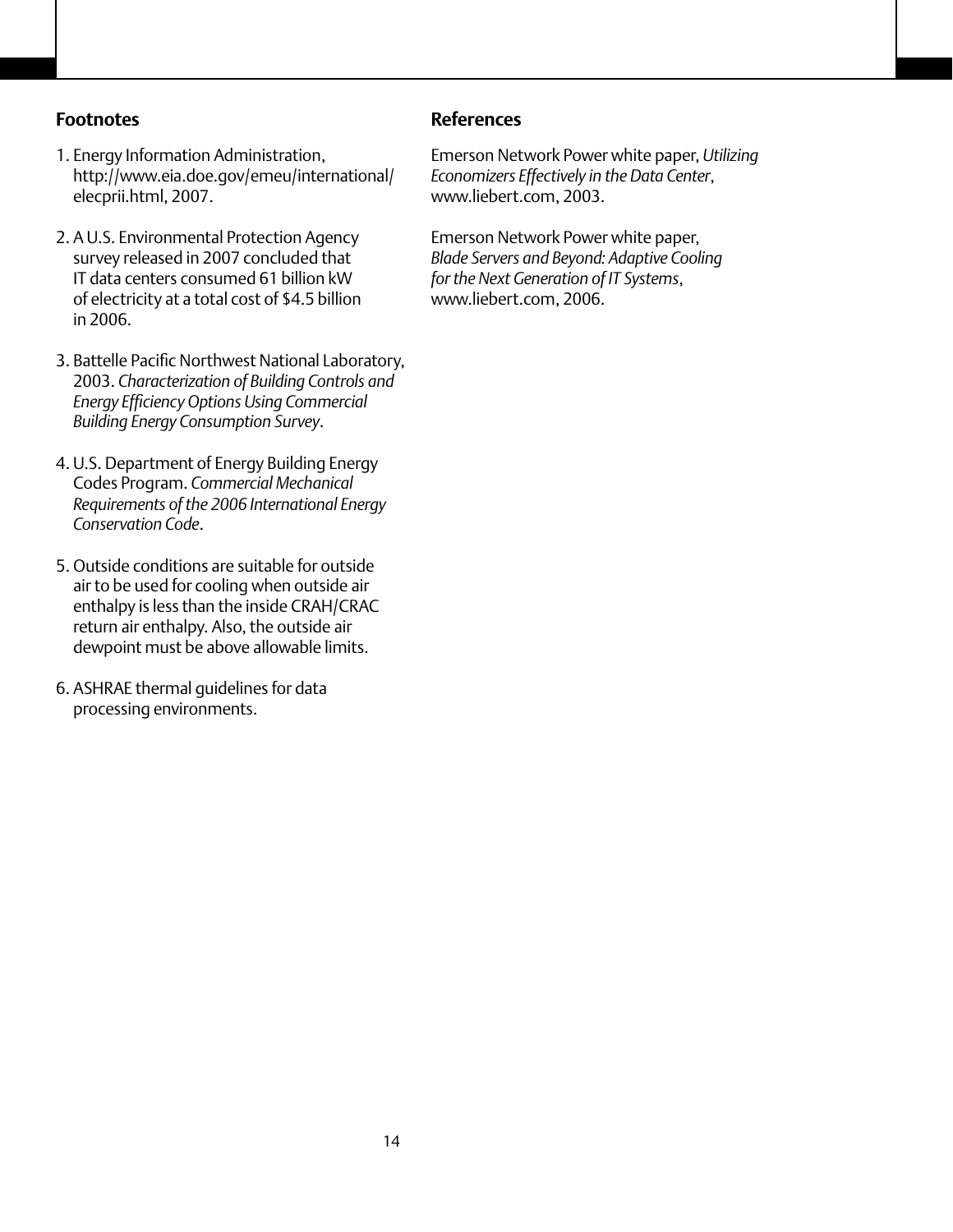## Footnotes

1. Energy Information Administration, http://www.eia.doe.gov/emeu/international/elecprii.html, 2007.

2. A U.S. Environmental Protection Agency survey released in 2007 concluded that IT data centers consumed 61 billion kW of electricity at a total cost of $4.5 billion in 2006.

3. Battelle Pacific Northwest National Laboratory, 2003. *Characterization of Building Controls and Energy Efficiency Options Using Commercial Building Energy Consumption Survey*.

4. U.S. Department of Energy Building Energy Codes Program. *Commercial Mechanical Requirements of the 2006 International Energy Conservation Code*.

5. Outside conditions are suitable for outside air to be used for cooling when outside air enthalpy is less than the inside CRAH/CRAC return air enthalpy. Also, the outside air dewpoint must be above allowable limits.

6. ASHRAE thermal guidelines for data processing environments.

## References

Emerson Network Power white paper, *Utilizing Economizers Effectively in the Data Center*, www.liebert.com, 2003.

Emerson Network Power white paper, *Blade Servers and Beyond: Adaptive Cooling for the Next Generation of IT Systems*, www.liebert.com, 2006.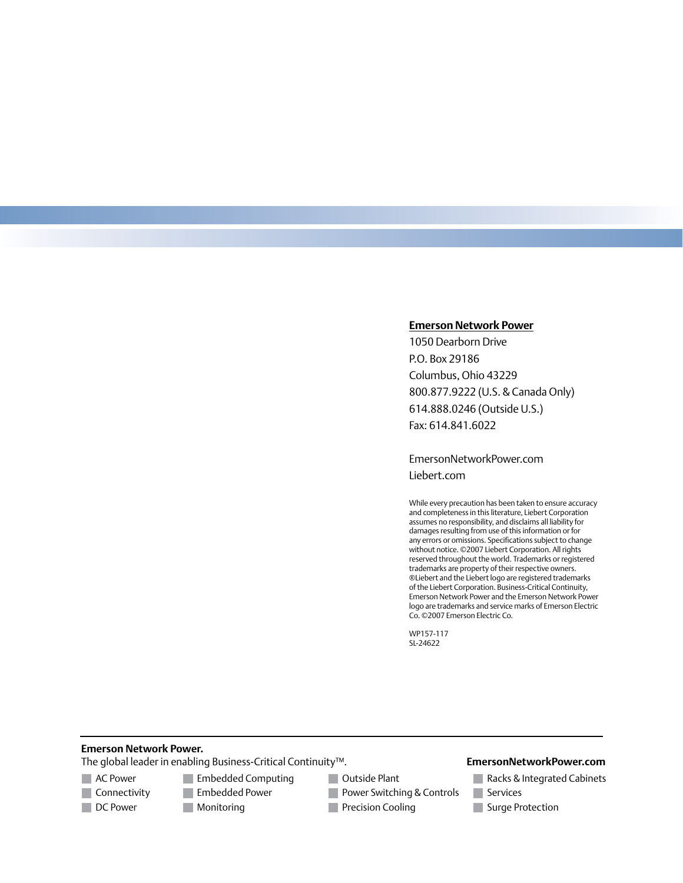**Emerson Network Power**

1050 Dearborn Drive
P.O. Box 29186
Columbus, Ohio 43229
800.877.9222 (U.S. & Canada Only)
614.888.0246 (Outside U.S.)
Fax: 614.841.6022

EmersonNetworkPower.com
Liebert.com

While every precaution has been taken to ensure accuracy and completeness in this literature, Liebert Corporation assumes no responsibility, and disclaims all liability for damages resulting from use of this information or for any errors or omissions. Specifications subject to change without notice. ©2007 Liebert Corporation. All rights reserved throughout the world. Trademarks or registered trademarks are property of their respective owners. ®Liebert and the Liebert logo are registered trademarks of the Liebert Corporation. Business-Critical Continuity, Emerson Network Power and the Emerson Network Power logo are trademarks and service marks of Emerson Electric Co. ©2007 Emerson Electric Co.

WP157-117
SL-24622

**Emerson Network Power.**
The global leader in enabling Business-Critical Continuity™.

**EmersonNetworkPower.com**

- AC Power
- Connectivity
- DC Power
- Embedded Computing
- Embedded Power
- Monitoring
- Outside Plant
- Power Switching & Controls
- Precision Cooling
- Racks & Integrated Cabinets
- Services
- Surge Protection